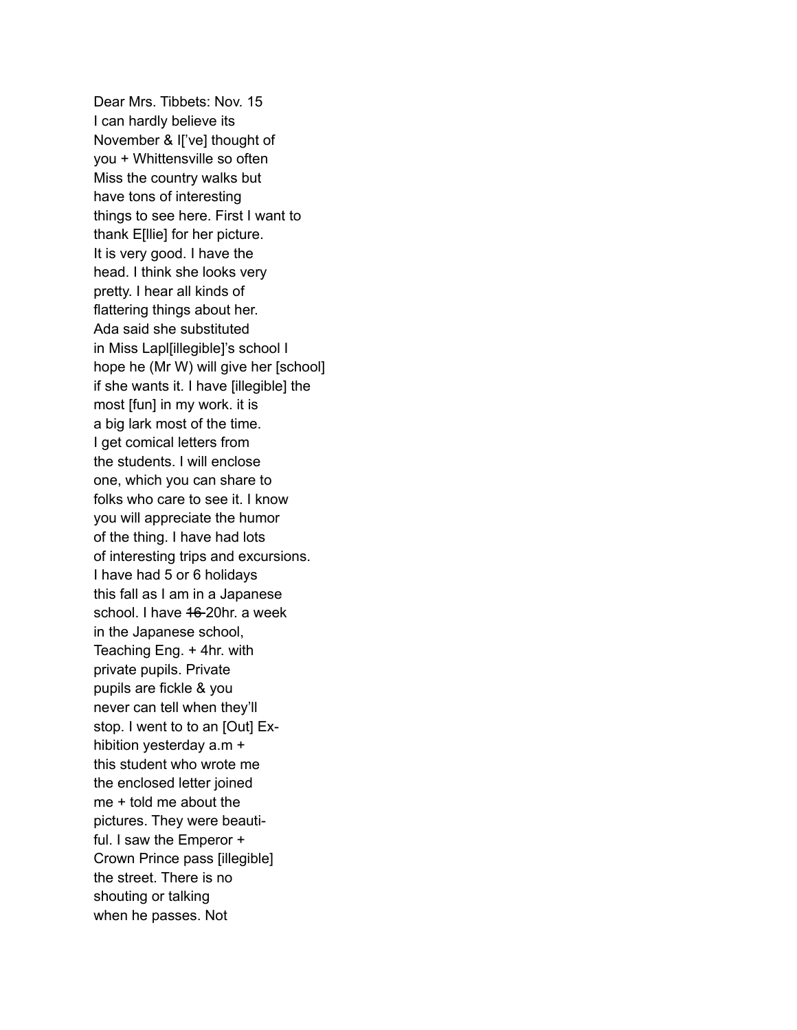Dear Mrs. Tibbets: Nov. 15
I can hardly believe its
November & I['ve] thought of
you + Whittensville so often
Miss the country walks but
have tons of interesting
things to see here. First I want to
thank E[llie] for her picture.
It is very good. I have the
head. I think she looks very
pretty. I hear all kinds of
flattering things about her.
Ada said she substituted
in Miss Lapl[illegible]'s school I
hope he (Mr W) will give her [school]
if she wants it. I have [illegible] the
most [fun] in my work. it is
a big lark most of the time.
I get comical letters from
the students. I will enclose
one, which you can share to
folks who care to see it. I know
you will appreciate the humor
of the thing. I have had lots
of interesting trips and excursions.
I have had 5 or 6 holidays
this fall as I am in a Japanese
school. I have ~~16~~ 20hr. a week
in the Japanese school,
Teaching Eng. + 4hr. with
private pupils. Private
pupils are fickle & you
never can tell when they'll
stop. I went to to an [Out] Ex-
hibition yesterday a.m +
this student who wrote me
the enclosed letter joined
me + told me about the
pictures. They were beauti-
ful. I saw the Emperor +
Crown Prince pass [illegible]
the street. There is no
shouting or talking
when he passes. Not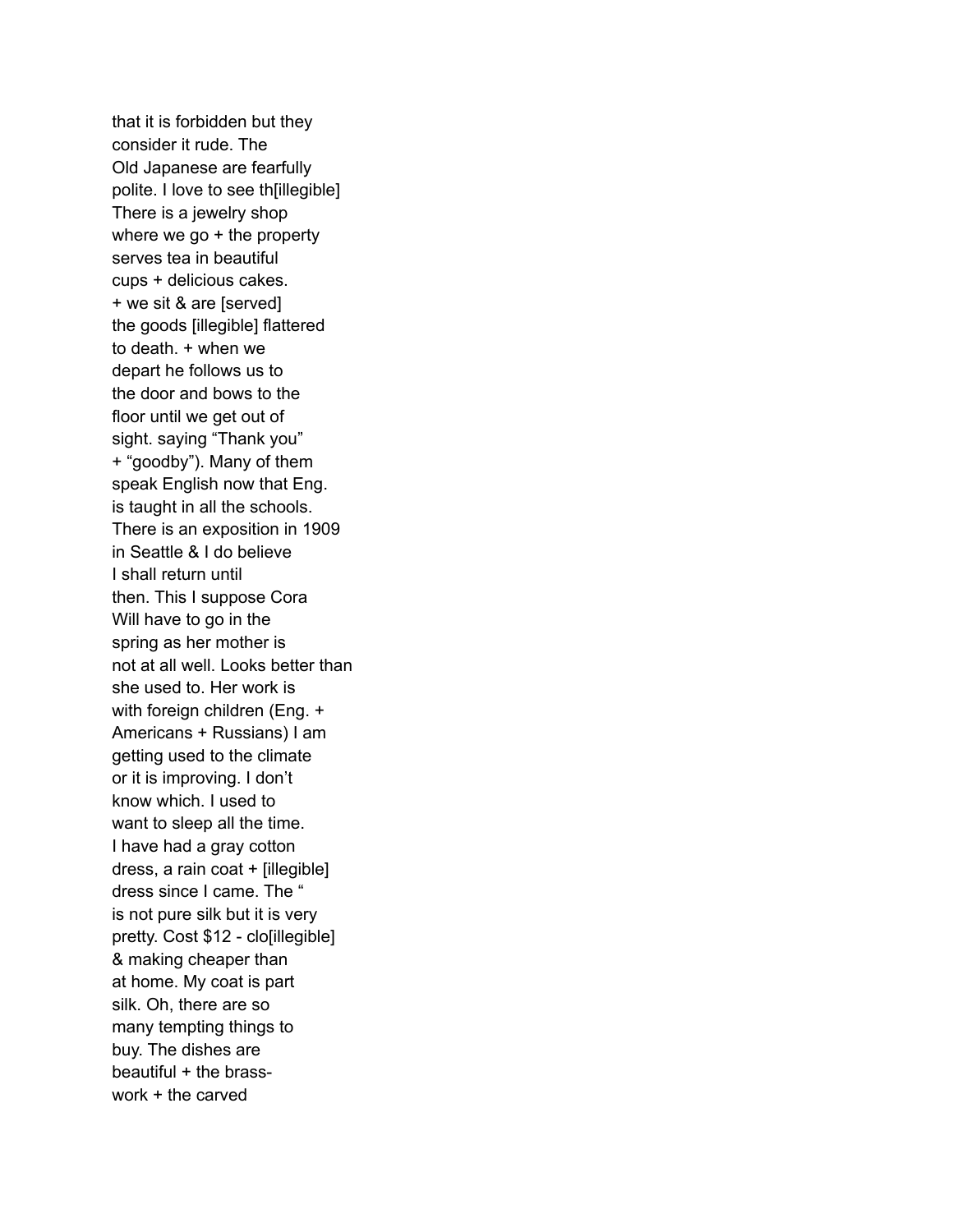that it is forbidden but they
consider it rude. The
Old Japanese are fearfully
polite. I love to see th[illegible]
There is a jewelry shop
where we go + the property
serves tea in beautiful
cups + delicious cakes.
+ we sit & are [served]
the goods [illegible] flattered
to death. + when we
depart he follows us to
the door and bows to the
floor until we get out of
sight. saying "Thank you"
+ "goodby"). Many of them
speak English now that Eng.
is taught in all the schools.
There is an exposition in 1909
in Seattle & I do believe
I shall return until
then. This I suppose Cora
Will have to go in the
spring as her mother is
not at all well. Looks better than
she used to. Her work is
with foreign children (Eng. +
Americans + Russians) I am
getting used to the climate
or it is improving. I don't
know which. I used to
want to sleep all the time.
I have had a gray cotton
dress, a rain coat + [illegible]
dress since I came. The "
is not pure silk but it is very
pretty. Cost $12 - clo[illegible]
& making cheaper than
at home. My coat is part
silk. Oh, there are so
many tempting things to
buy. The dishes are
beautiful + the brass-
work + the carved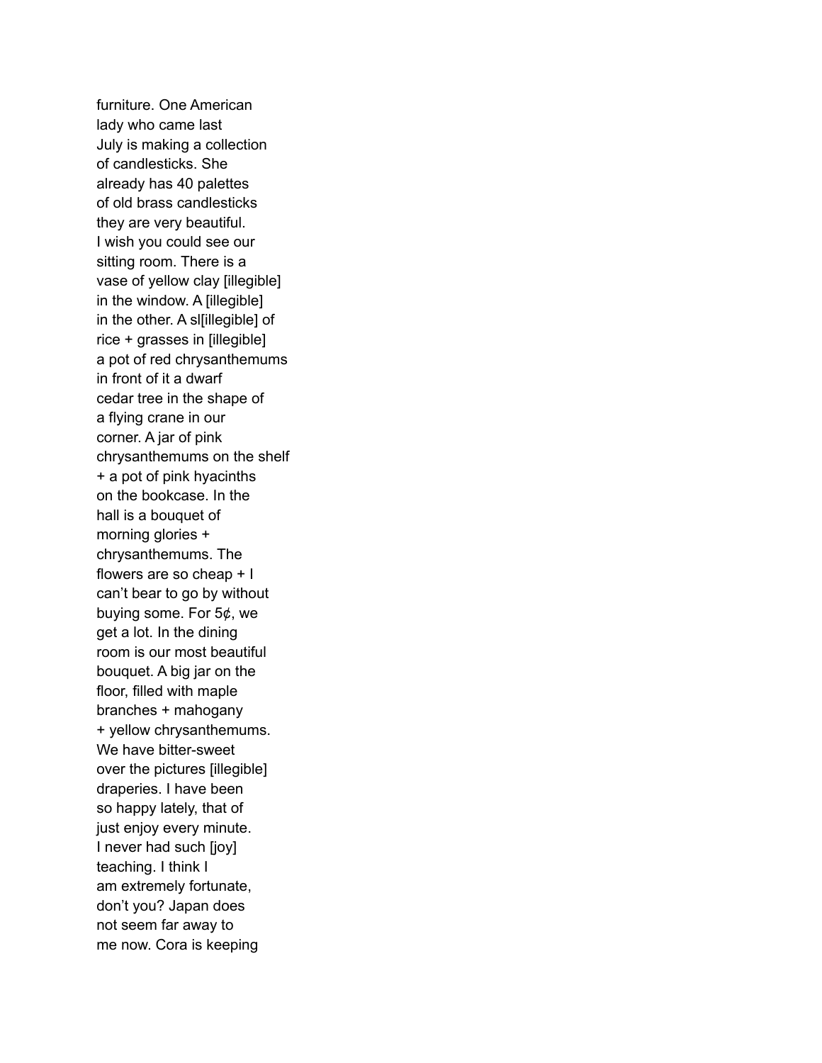furniture. One American
lady who came last
July is making a collection
of candlesticks. She
already has 40 palettes
of old brass candlesticks
they are very beautiful.
I wish you could see our
sitting room. There is a
vase of yellow clay [illegible]
in the window. A [illegible]
in the other. A sl[illegible] of
rice + grasses in [illegible]
a pot of red chrysanthemums
in front of it a dwarf
cedar tree in the shape of
a flying crane in our
corner. A jar of pink
chrysanthemums on the shelf
+ a pot of pink hyacinths
on the bookcase. In the
hall is a bouquet of
morning glories +
chrysanthemums. The
flowers are so cheap + I
can't bear to go by without
buying some. For 5¢, we
get a lot. In the dining
room is our most beautiful
bouquet. A big jar on the
floor, filled with maple
branches + mahogany
+ yellow chrysanthemums.
We have bitter-sweet
over the pictures [illegible]
draperies. I have been
so happy lately, that of
just enjoy every minute.
I never had such [joy]
teaching. I think I
am extremely fortunate,
don't you? Japan does
not seem far away to
me now. Cora is keeping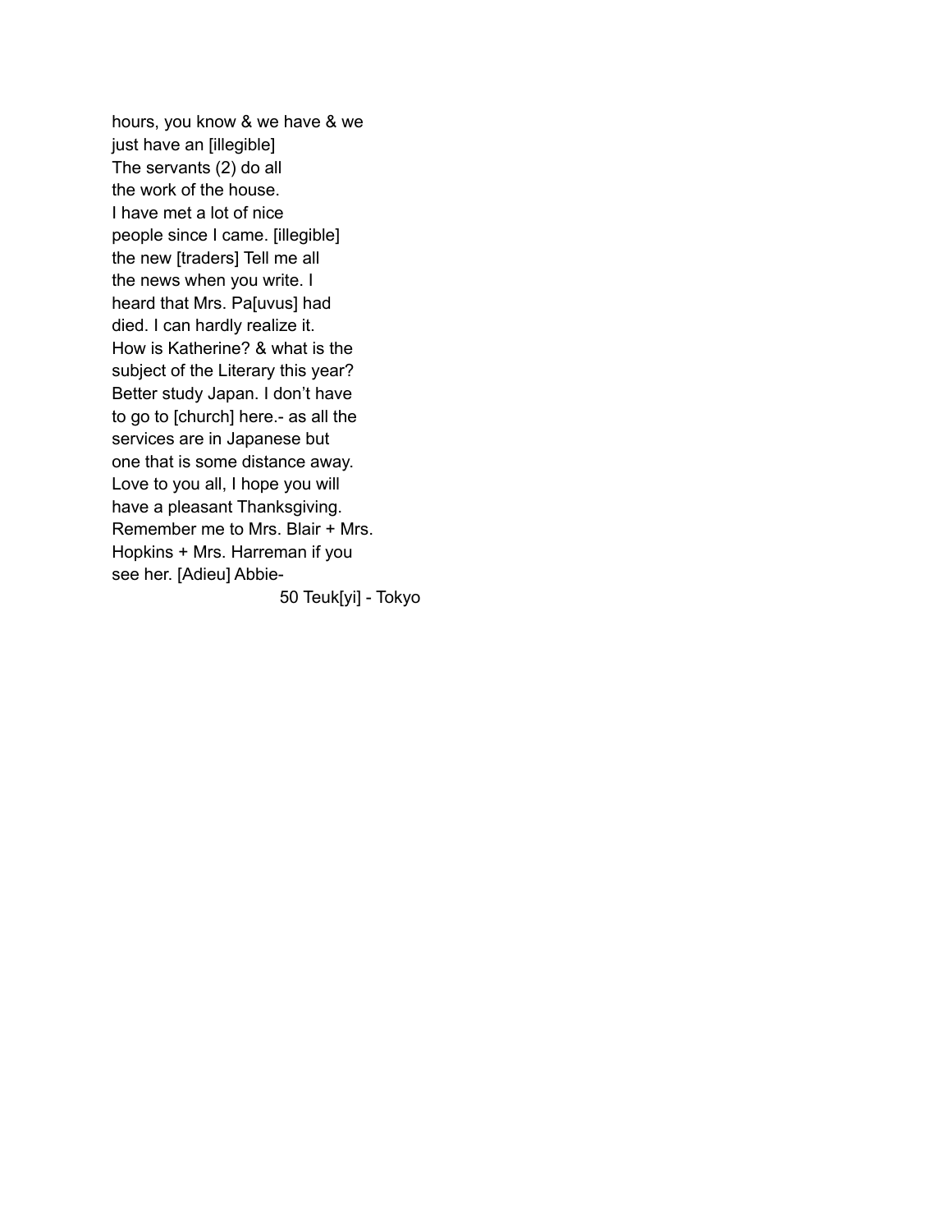hours, you know & we have & we
just have an [illegible]
The servants (2) do all
the work of the house.
I have met a lot of nice
people since I came. [illegible]
the new [traders] Tell me all
the news when you write. I
heard that Mrs. Pa[uvus] had
died. I can hardly realize it.
How is Katherine? & what is the
subject of the Literary this year?
Better study Japan. I don't have
to go to [church] here.- as all the
services are in Japanese but
one that is some distance away.
Love to you all, I hope you will
have a pleasant Thanksgiving.
Remember me to Mrs. Blair + Mrs.
Hopkins + Mrs. Harreman if you
see her. [Adieu] Abbie-

50 Teuk[yi] - Tokyo